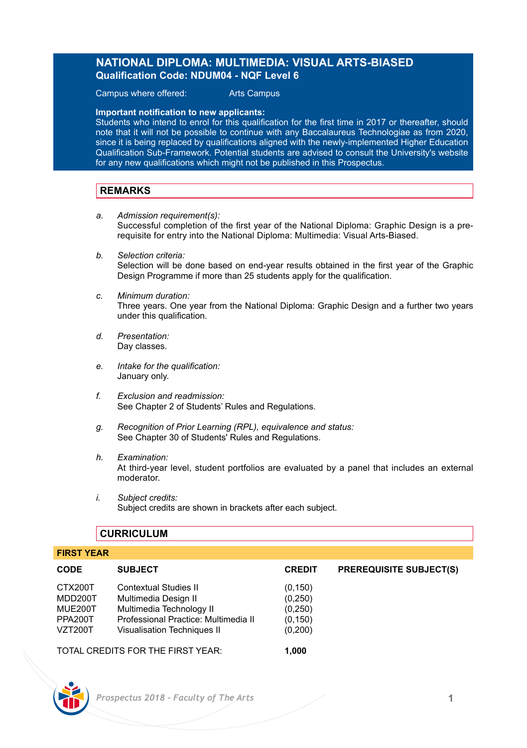# NATIONAL DIPLOMA: MULTIMEDIA: VISUAL ARTS-BIASED

**Qualification Code: NDUM04 - NQF Level 6**

Campus where offered: Arts Campus

**Important notification to new applicants:**
Students who intend to enrol for this qualification for the first time in 2017 or thereafter, should note that it will not be possible to continue with any Baccalaureus Technologiae as from 2020, since it is being replaced by qualifications aligned with the newly-implemented Higher Education Qualification Sub-Framework. Potential students are advised to consult the University's website for any new qualifications which might not be published in this Prospectus.

## REMARKS

a. *Admission requirement(s):*
Successful completion of the first year of the National Diploma: Graphic Design is a pre-requisite for entry into the National Diploma: Multimedia: Visual Arts-Biased.

b. *Selection criteria:*
Selection will be done based on end-year results obtained in the first year of the Graphic Design Programme if more than 25 students apply for the qualification.

c. *Minimum duration:*
Three years. One year from the National Diploma: Graphic Design and a further two years under this qualification.

d. *Presentation:*
Day classes.

e. *Intake for the qualification:*
January only.

f. *Exclusion and readmission:*
See Chapter 2 of Students' Rules and Regulations.

g. *Recognition of Prior Learning (RPL), equivalence and status:*
See Chapter 30 of Students' Rules and Regulations.

h. *Examination:*
At third-year level, student portfolios are evaluated by a panel that includes an external moderator.

i. *Subject credits:*
Subject credits are shown in brackets after each subject.

## CURRICULUM

### FIRST YEAR

| CODE | SUBJECT | CREDIT | PREREQUISITE SUBJECT(S) |
|---|---|---|---|
| CTX200T | Contextual Studies II | (0,150) | |
| MDD200T | Multimedia Design II | (0,250) | |
| MUE200T | Multimedia Technology II | (0,250) | |
| PPA200T | Professional Practice: Multimedia II | (0,150) | |
| VZT200T | Visualisation Techniques II | (0,200) | |

TOTAL CREDITS FOR THE FIRST YEAR: **1,000**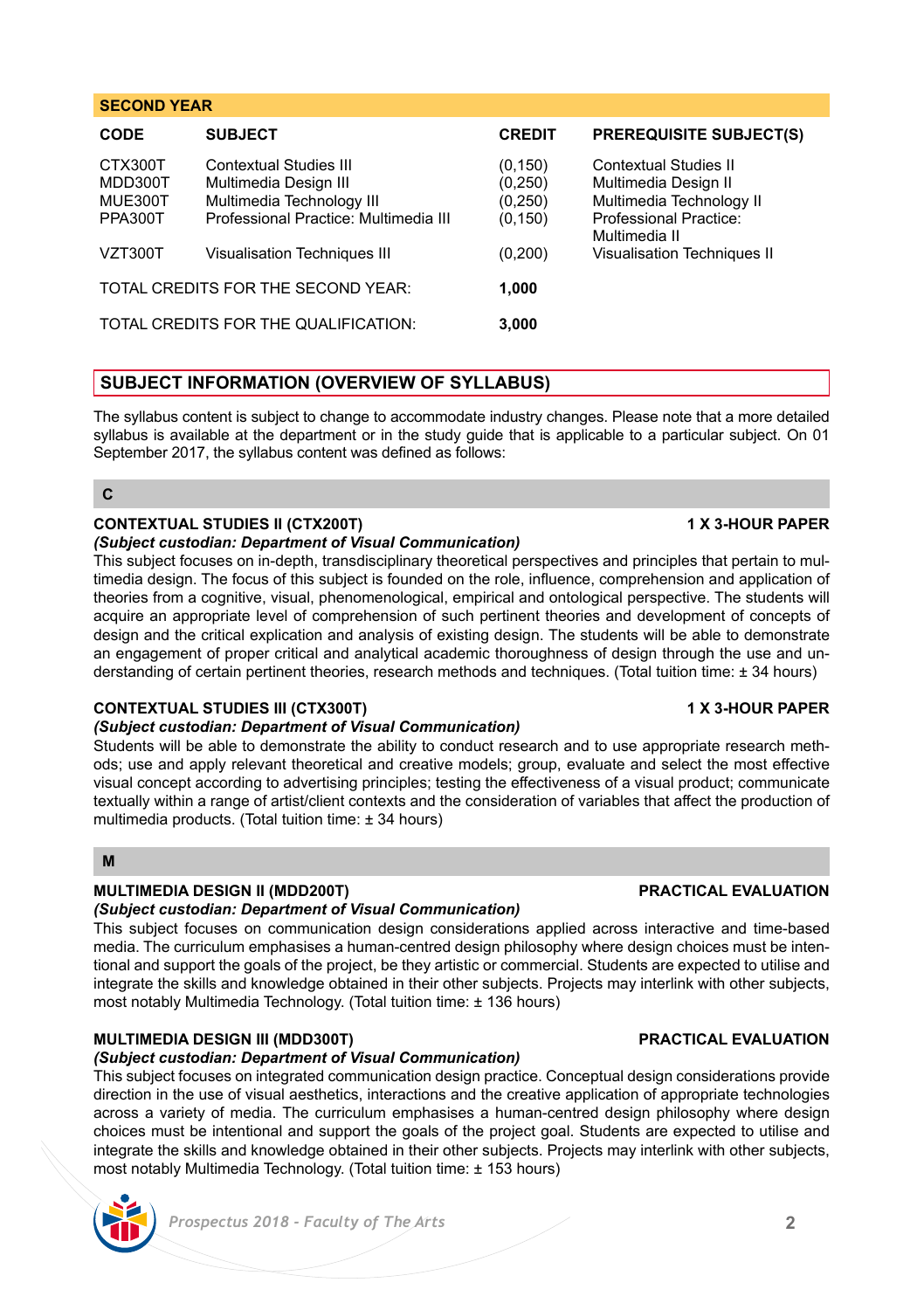## SECOND YEAR

| CODE | SUBJECT | CREDIT | PREREQUISITE SUBJECT(S) |
|---|---|---|---|
| CTX300T | Contextual Studies III | (0,150) | Contextual Studies II |
| MDD300T | Multimedia Design III | (0,250) | Multimedia Design II |
| MUE300T | Multimedia Technology III | (0,250) | Multimedia Technology II |
| PPA300T | Professional Practice: Multimedia III | (0,150) | Professional Practice: Multimedia II |
| VZT300T | Visualisation Techniques III | (0,200) | Visualisation Techniques II |
| TOTAL CREDITS FOR THE SECOND YEAR: | | **1,000** | |
| TOTAL CREDITS FOR THE QUALIFICATION: | | **3,000** | |

## SUBJECT INFORMATION (OVERVIEW OF SYLLABUS)

The syllabus content is subject to change to accommodate industry changes. Please note that a more detailed syllabus is available at the department or in the study guide that is applicable to a particular subject. On 01 September 2017, the syllabus content was defined as follows:

### C

**CONTEXTUAL STUDIES II (CTX200T)** **1 X 3-HOUR PAPER**

*(Subject custodian: Department of Visual Communication)*

This subject focuses on in-depth, transdisciplinary theoretical perspectives and principles that pertain to multimedia design. The focus of this subject is founded on the role, influence, comprehension and application of theories from a cognitive, visual, phenomenological, empirical and ontological perspective. The students will acquire an appropriate level of comprehension of such pertinent theories and development of concepts of design and the critical explication and analysis of existing design. The students will be able to demonstrate an engagement of proper critical and analytical academic thoroughness of design through the use and understanding of certain pertinent theories, research methods and techniques. (Total tuition time: ± 34 hours)

**CONTEXTUAL STUDIES III (CTX300T)** **1 X 3-HOUR PAPER**

*(Subject custodian: Department of Visual Communication)*

Students will be able to demonstrate the ability to conduct research and to use appropriate research methods; use and apply relevant theoretical and creative models; group, evaluate and select the most effective visual concept according to advertising principles; testing the effectiveness of a visual product; communicate textually within a range of artist/client contexts and the consideration of variables that affect the production of multimedia products. (Total tuition time: ± 34 hours)

### M

**MULTIMEDIA DESIGN II (MDD200T)** **PRACTICAL EVALUATION**

*(Subject custodian: Department of Visual Communication)*

This subject focuses on communication design considerations applied across interactive and time-based media. The curriculum emphasises a human-centred design philosophy where design choices must be intentional and support the goals of the project, be they artistic or commercial. Students are expected to utilise and integrate the skills and knowledge obtained in their other subjects. Projects may interlink with other subjects, most notably Multimedia Technology. (Total tuition time: ± 136 hours)

**MULTIMEDIA DESIGN III (MDD300T)** **PRACTICAL EVALUATION**

*(Subject custodian: Department of Visual Communication)*

This subject focuses on integrated communication design practice. Conceptual design considerations provide direction in the use of visual aesthetics, interactions and the creative application of appropriate technologies across a variety of media. The curriculum emphasises a human-centred design philosophy where design choices must be intentional and support the goals of the project goal. Students are expected to utilise and integrate the skills and knowledge obtained in their other subjects. Projects may interlink with other subjects, most notably Multimedia Technology. (Total tuition time: ± 153 hours)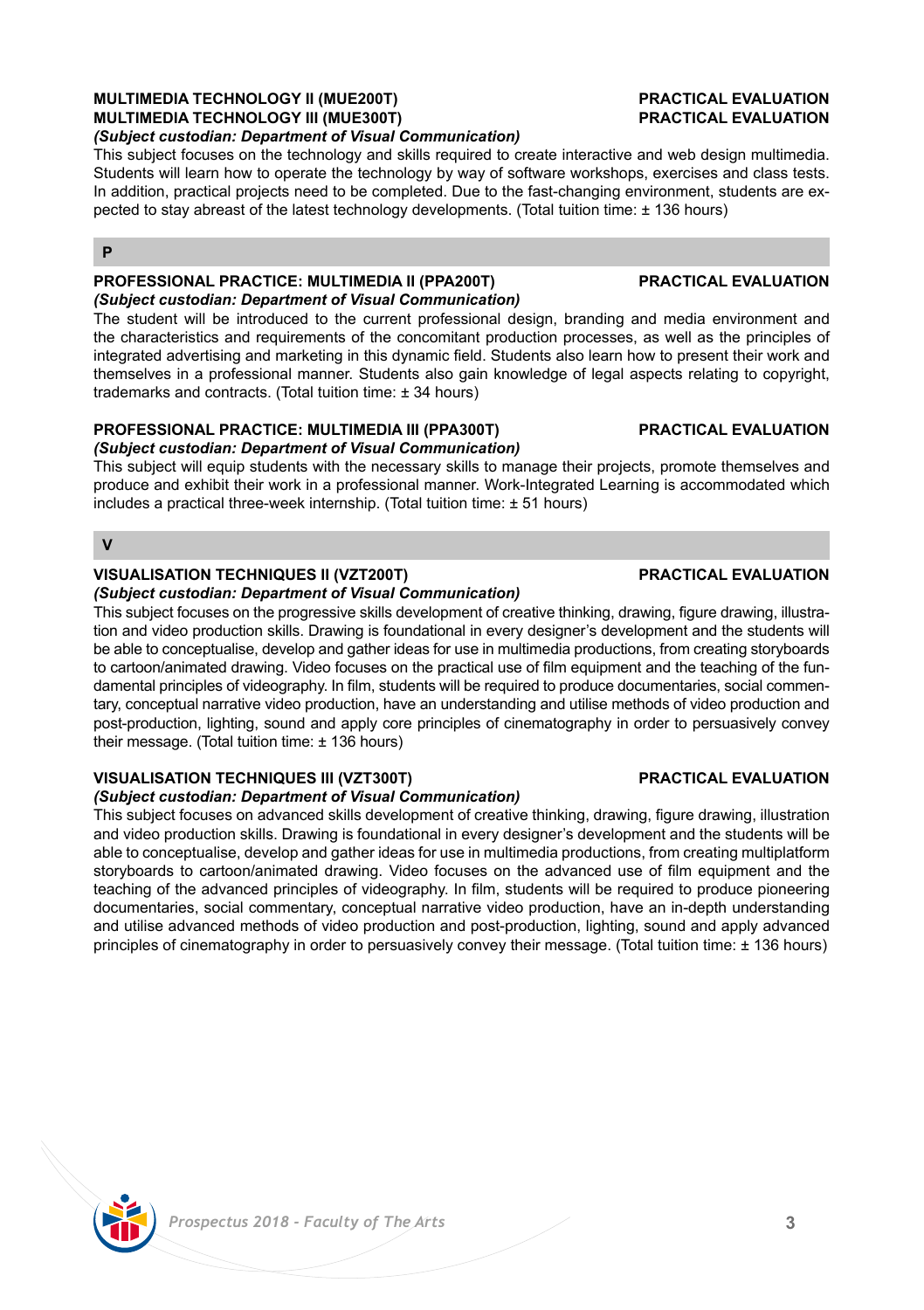**MULTIMEDIA TECHNOLOGY II (MUE200T)** **PRACTICAL EVALUATION**
**MULTIMEDIA TECHNOLOGY III (MUE300T)** **PRACTICAL EVALUATION**
***(Subject custodian: Department of Visual Communication)***
This subject focuses on the technology and skills required to create interactive and web design multimedia. Students will learn how to operate the technology by way of software workshops, exercises and class tests. In addition, practical projects need to be completed. Due to the fast-changing environment, students are expected to stay abreast of the latest technology developments. (Total tuition time: ± 136 hours)

## P

**PROFESSIONAL PRACTICE: MULTIMEDIA II (PPA200T)** **PRACTICAL EVALUATION**
***(Subject custodian: Department of Visual Communication)***
The student will be introduced to the current professional design, branding and media environment and the characteristics and requirements of the concomitant production processes, as well as the principles of integrated advertising and marketing in this dynamic field. Students also learn how to present their work and themselves in a professional manner. Students also gain knowledge of legal aspects relating to copyright, trademarks and contracts. (Total tuition time: ± 34 hours)

**PROFESSIONAL PRACTICE: MULTIMEDIA III (PPA300T)** **PRACTICAL EVALUATION**
***(Subject custodian: Department of Visual Communication)***
This subject will equip students with the necessary skills to manage their projects, promote themselves and produce and exhibit their work in a professional manner. Work-Integrated Learning is accommodated which includes a practical three-week internship. (Total tuition time: ± 51 hours)

## V

**VISUALISATION TECHNIQUES II (VZT200T)** **PRACTICAL EVALUATION**
***(Subject custodian: Department of Visual Communication)***
This subject focuses on the progressive skills development of creative thinking, drawing, figure drawing, illustration and video production skills. Drawing is foundational in every designer's development and the students will be able to conceptualise, develop and gather ideas for use in multimedia productions, from creating storyboards to cartoon/animated drawing. Video focuses on the practical use of film equipment and the teaching of the fundamental principles of videography. In film, students will be required to produce documentaries, social commentary, conceptual narrative video production, have an understanding and utilise methods of video production and post-production, lighting, sound and apply core principles of cinematography in order to persuasively convey their message. (Total tuition time: ± 136 hours)

**VISUALISATION TECHNIQUES III (VZT300T)** **PRACTICAL EVALUATION**
***(Subject custodian: Department of Visual Communication)***
This subject focuses on advanced skills development of creative thinking, drawing, figure drawing, illustration and video production skills. Drawing is foundational in every designer's development and the students will be able to conceptualise, develop and gather ideas for use in multimedia productions, from creating multiplatform storyboards to cartoon/animated drawing. Video focuses on the advanced use of film equipment and the teaching of the advanced principles of videography. In film, students will be required to produce pioneering documentaries, social commentary, conceptual narrative video production, have an in-depth understanding and utilise advanced methods of video production and post-production, lighting, sound and apply advanced principles of cinematography in order to persuasively convey their message. (Total tuition time: ± 136 hours)